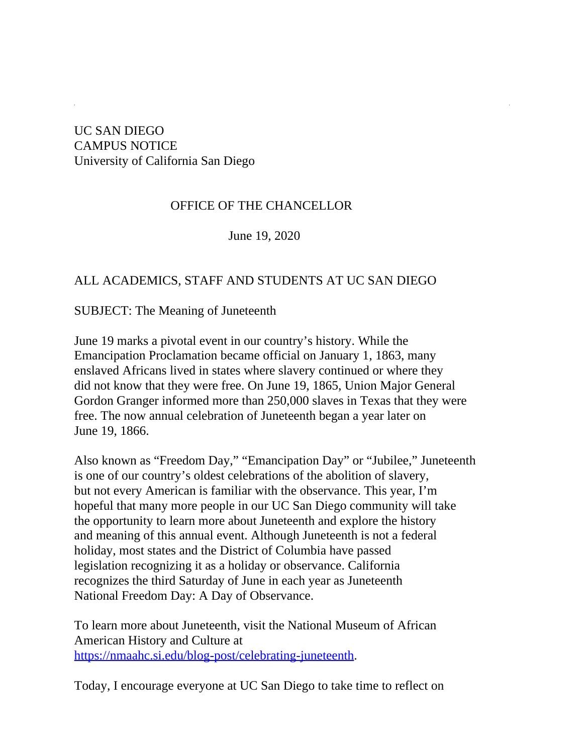UC SAN DIEGO
CAMPUS NOTICE
University of California San Diego

OFFICE OF THE CHANCELLOR

June 19, 2020

ALL ACADEMICS, STAFF AND STUDENTS AT UC SAN DIEGO

SUBJECT: The Meaning of Juneteenth

June 19 marks a pivotal event in our country's history. While the Emancipation Proclamation became official on January 1, 1863, many enslaved Africans lived in states where slavery continued or where they did not know that they were free. On June 19, 1865, Union Major General Gordon Granger informed more than 250,000 slaves in Texas that they were free. The now annual celebration of Juneteenth began a year later on June 19, 1866.

Also known as "Freedom Day," "Emancipation Day" or "Jubilee," Juneteenth is one of our country's oldest celebrations of the abolition of slavery, but not every American is familiar with the observance. This year, I'm hopeful that many more people in our UC San Diego community will take the opportunity to learn more about Juneteenth and explore the history and meaning of this annual event. Although Juneteenth is not a federal holiday, most states and the District of Columbia have passed legislation recognizing it as a holiday or observance. California recognizes the third Saturday of June in each year as Juneteenth National Freedom Day: A Day of Observance.

To learn more about Juneteenth, visit the National Museum of African American History and Culture at [https://nmaahc.si.edu/blog-post/celebrating-juneteenth](https://nmaahc.si.edu/blog-post/celebrating-juneteenth).

Today, I encourage everyone at UC San Diego to take time to reflect on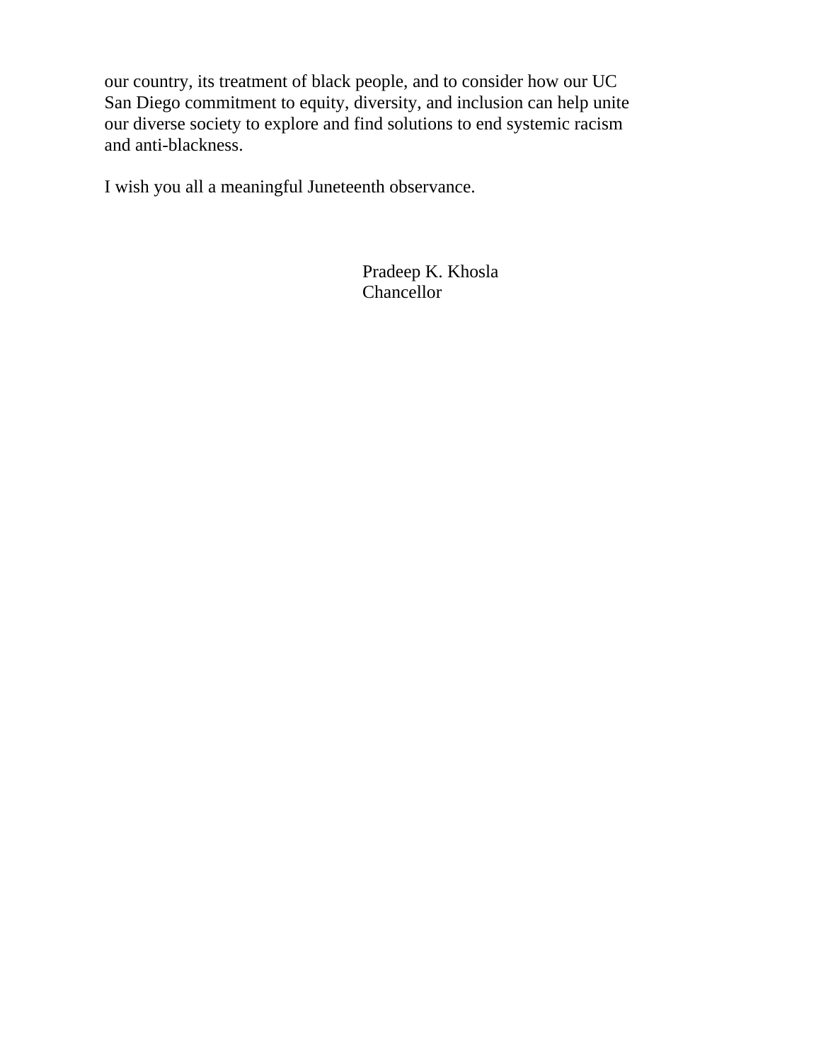our country, its treatment of black people, and to consider how our UC San Diego commitment to equity, diversity, and inclusion can help unite our diverse society to explore and find solutions to end systemic racism and anti-blackness.

I wish you all a meaningful Juneteenth observance.

Pradeep K. Khosla
Chancellor